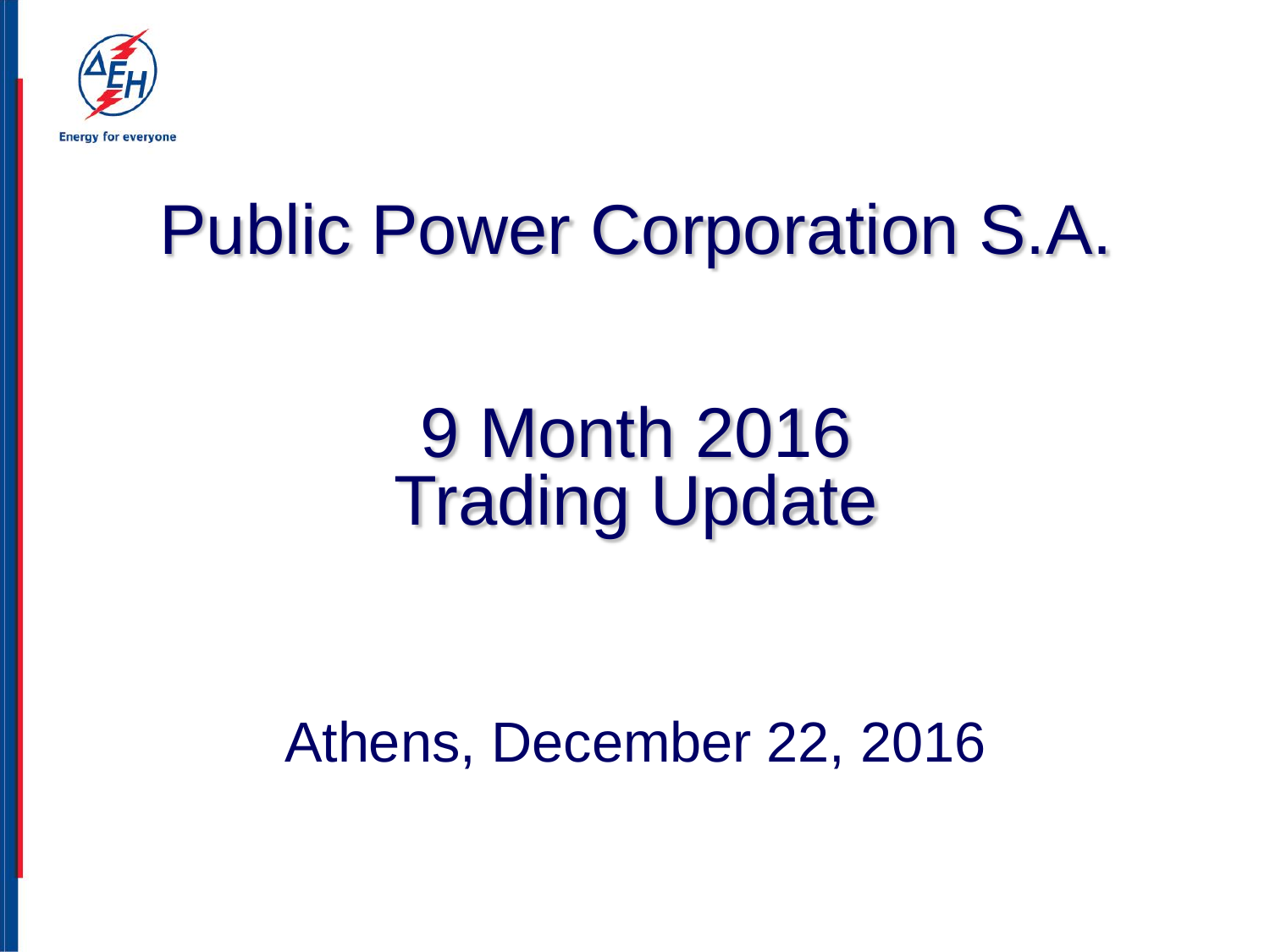Energy for everyone

# Public Power Corporation S.A.

## 9 Month 2016 Trading Update

Athens, December 22, 2016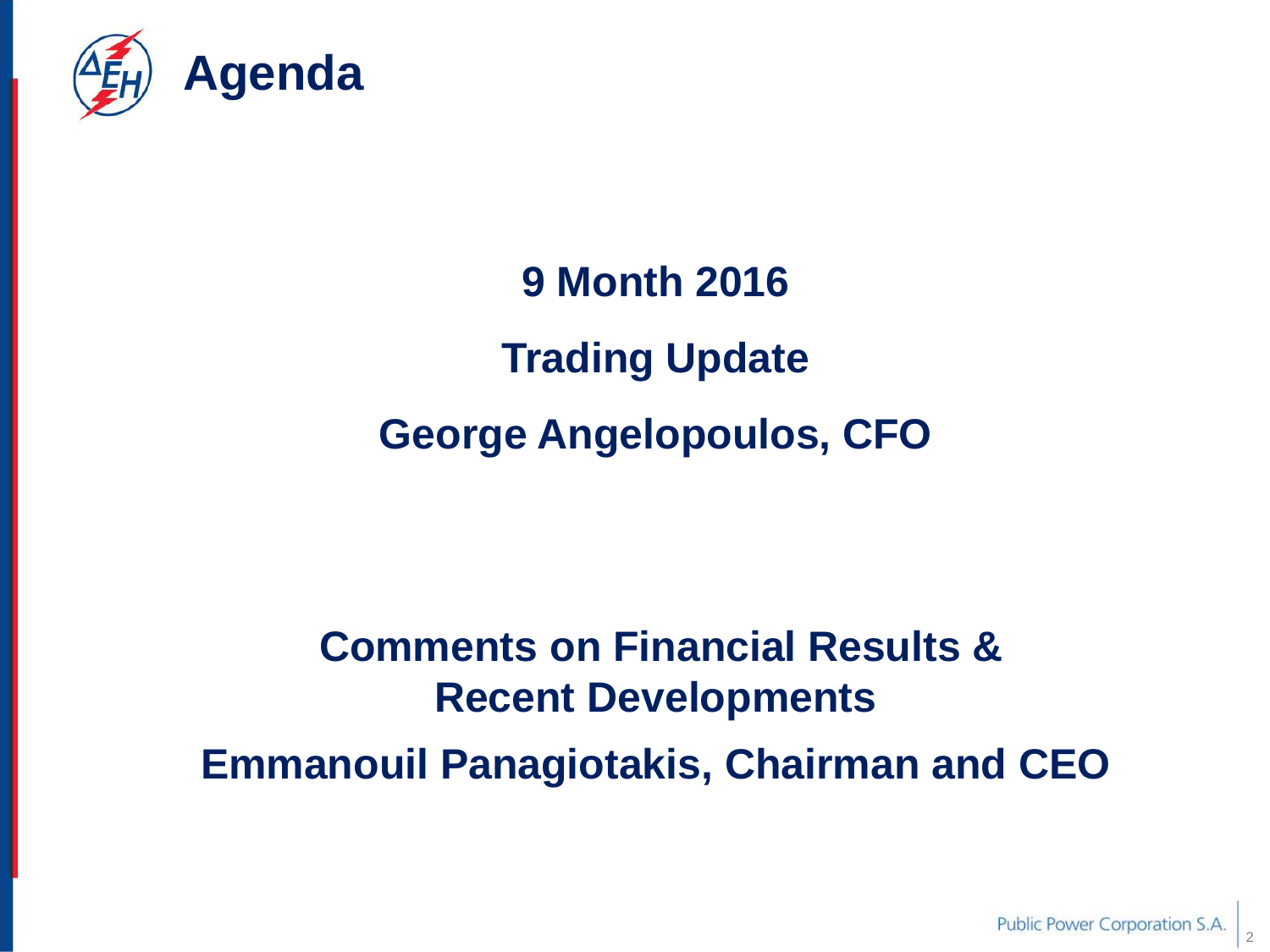# Agenda

**9 Month 2016**

**Trading Update**

**George Angelopoulos, CFO**

**Comments on Financial Results & Recent Developments**

**Emmanouil Panagiotakis, Chairman and CEO**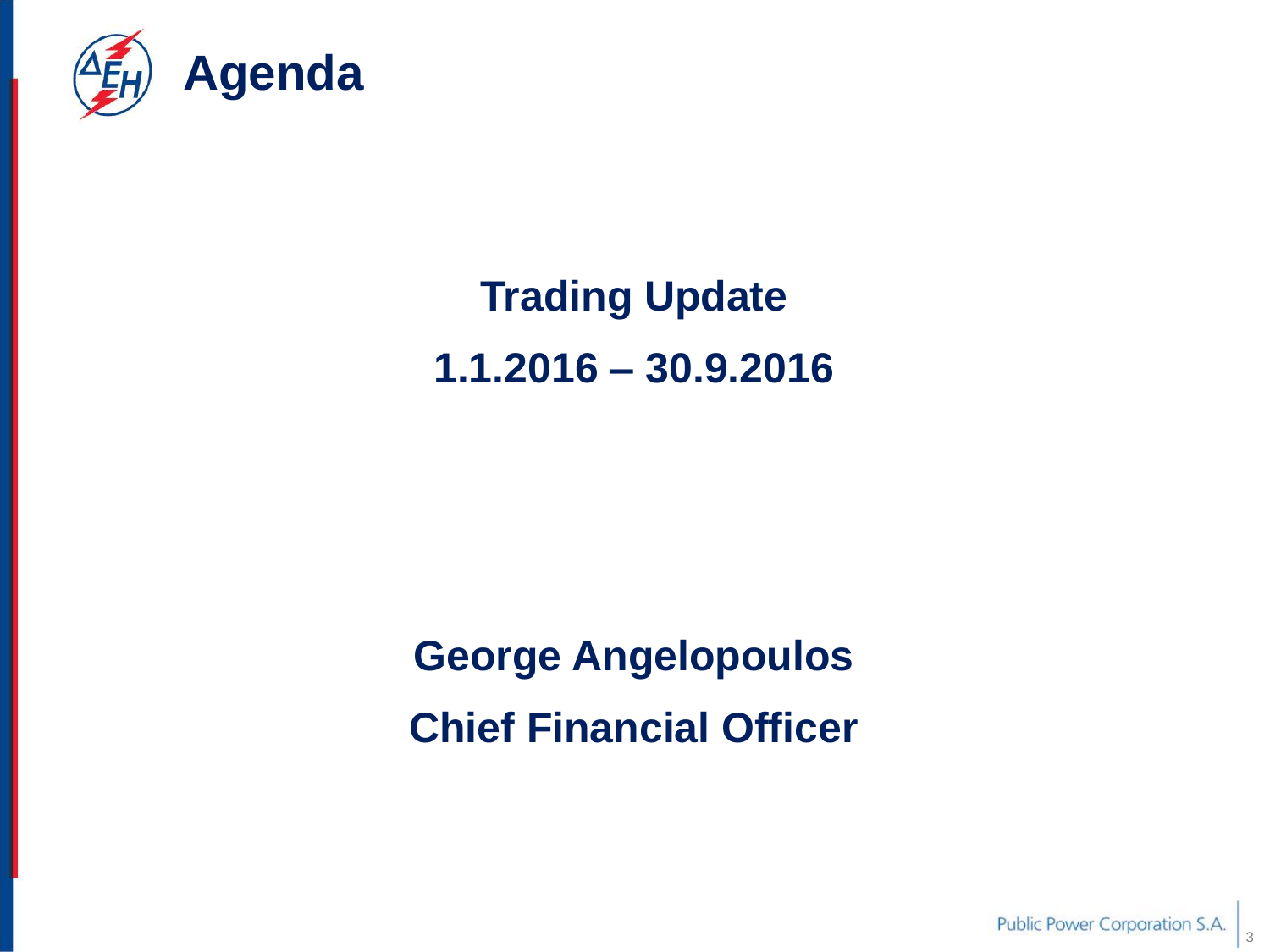# Agenda

**Trading Update**

**1.1.2016 – 30.9.2016**

**George Angelopoulos**

**Chief Financial Officer**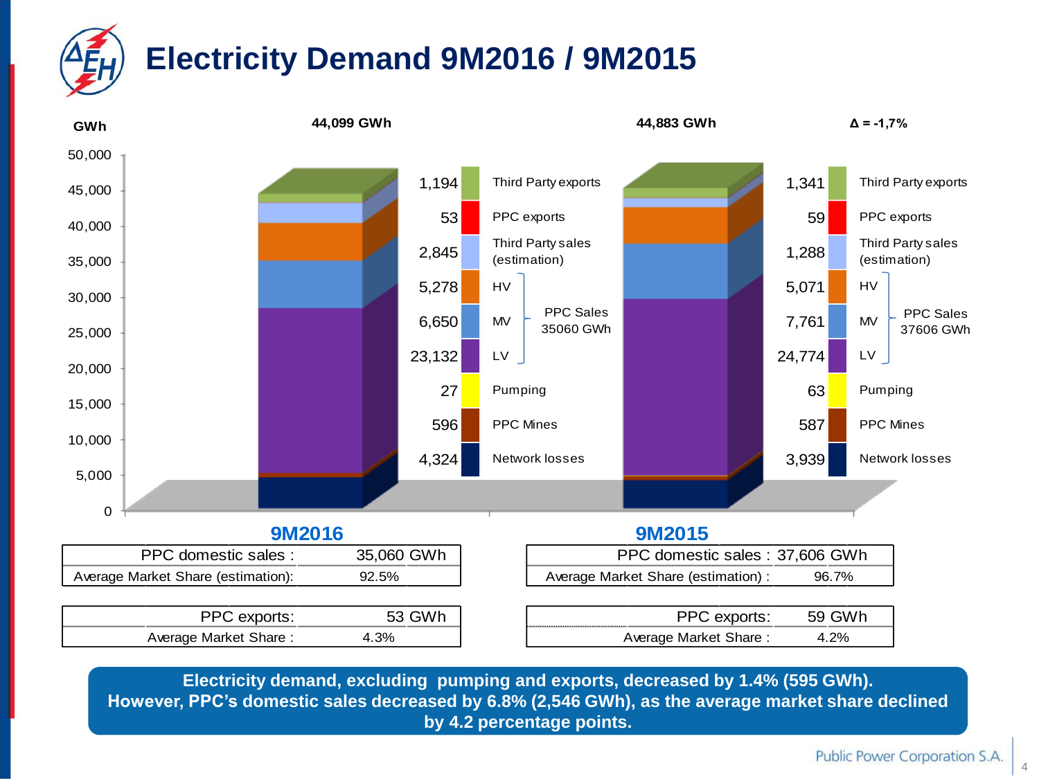# Electricity Demand 9M2016 / 9M2015

GWh

| Component | 9M2016 | 9M2015 |
|---|---|---|
| Total | 44,099 GWh | 44,883 GWh |
| Third Party exports | 1,194 | 1,341 |
| PPC exports | 53 | 59 |
| Third Party sales (estimation) | 2,845 | 1,288 |
| HV | 5,278 | 5,071 |
| MV | 6,650 | 7,761 |
| LV | 23,132 | 24,774 |
| PPC Sales (HV + MV + LV) | 35060 GWh | 37606 GWh |
| Pumping | 27 | 63 |
| PPC Mines | 596 | 587 |
| Network losses | 4,324 | 3,939 |

Δ = -1,7%

**9M2016**

| PPC domestic sales : | 35,060 GWh |
|---|---|
| Average Market Share (estimation): | 92.5% |

| PPC exports: | 53 GWh |
|---|---|
| Average Market Share : | 4.3% |

**9M2015**

| PPC domestic sales : | 37,606 GWh |
|---|---|
| Average Market Share (estimation) : | 96.7% |

| PPC exports: | 59 GWh |
|---|---|
| Average Market Share : | 4.2% |

**Electricity demand, excluding pumping and exports, decreased by 1.4% (595 GWh). However, PPC's domestic sales decreased by 6.8% (2,546 GWh), as the average market share declined by 4.2 percentage points.**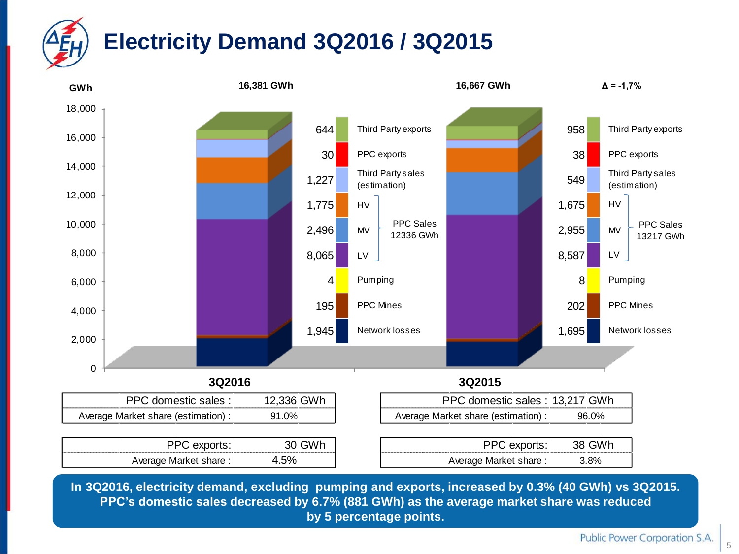# Electricity Demand 3Q2016 / 3Q2015

GWh

| Component | 3Q2016 (16,381 GWh) | 3Q2015 (16,667 GWh) |
|---|---|---|
| Third Party exports | 644 | 958 |
| PPC exports | 30 | 38 |
| Third Party sales (estimation) | 1,227 | 549 |
| HV | 1,775 | 1,675 |
| MV | 2,496 | 2,955 |
| LV | 8,065 | 8,587 |
| PPC Sales (HV + MV + LV) | 12336 GWh | 13217 GWh |
| Pumping | 4 | 8 |
| PPC Mines | 195 | 202 |
| Network losses | 1,945 | 1,695 |

Δ = -1,7%

**3Q2016**

| PPC domestic sales : | 12,336 GWh |
|---|---|
| Average Market share (estimation) : | 91.0% |

| PPC exports: | 30 GWh |
|---|---|
| Average Market share : | 4.5% |

**3Q2015**

| PPC domestic sales : | 13,217 GWh |
|---|---|
| Average Market share (estimation) : | 96.0% |

| PPC exports: | 38 GWh |
|---|---|
| Average Market share : | 3.8% |

**In 3Q2016, electricity demand, excluding pumping and exports, increased by 0.3% (40 GWh) vs 3Q2015. PPC's domestic sales decreased by 6.7% (881 GWh) as the average market share was reduced by 5 percentage points.**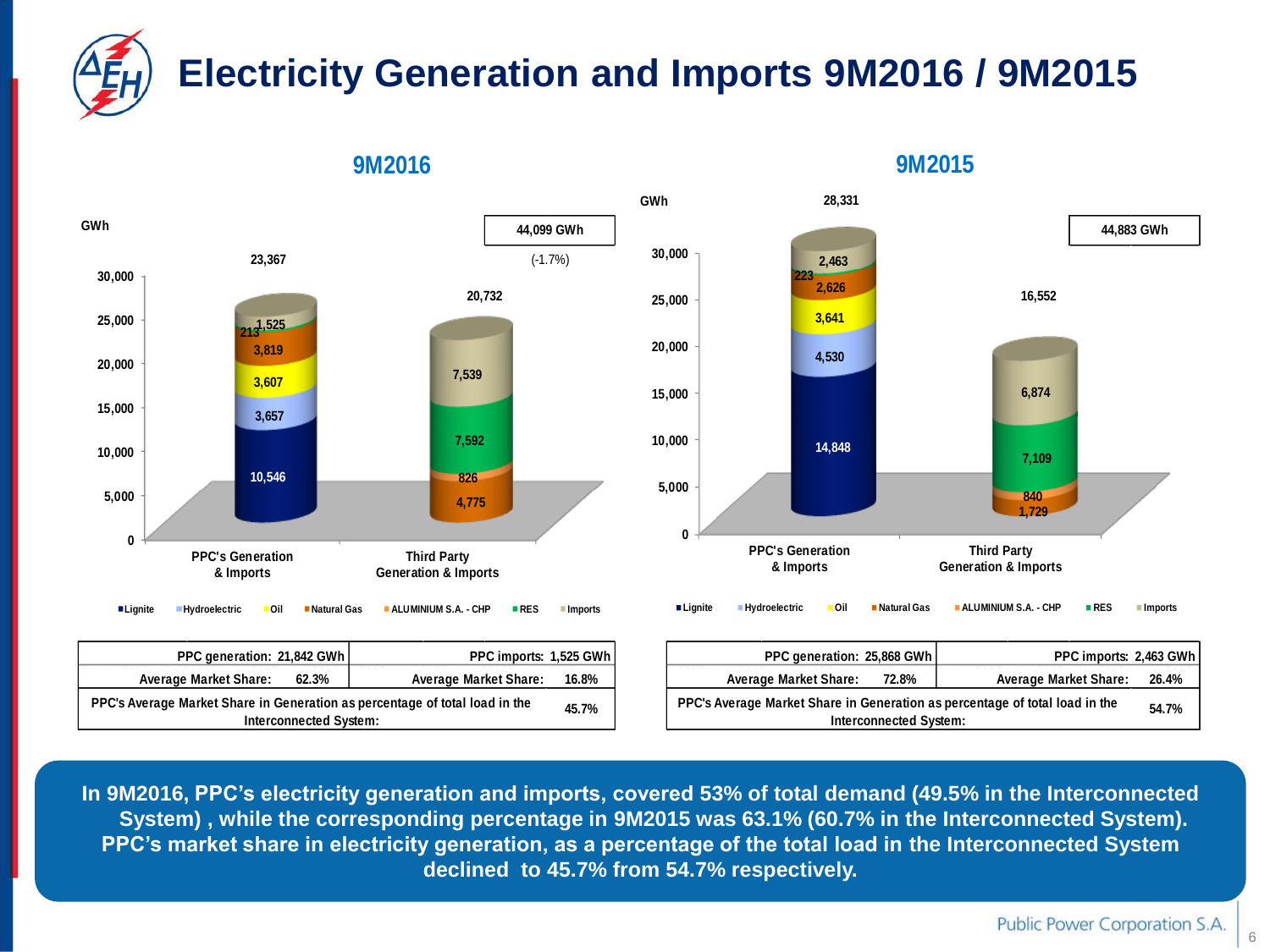# Electricity Generation and Imports 9M2016 / 9M2015

## 9M2016

GWh

44,099 GWh (-1.7%)

| | PPC's Generation & Imports | Third Party Generation & Imports |
|---|---|---|
| Lignite | 10,546 | |
| Hydroelectric | 3,657 | |
| Oil | 3,607 | |
| Natural Gas | 3,819 | 4,775 |
| ALUMINIUM S.A. - CHP | | 826 |
| RES | 213 | 7,592 |
| Imports | 1,525 | 7,539 |
| **Total** | **23,367** | **20,732** |

| PPC generation: 21,842 GWh | PPC imports: 1,525 GWh |
|---|---|
| Average Market Share: 62.3% | Average Market Share: 16.8% |
| PPC's Average Market Share in Generation as percentage of total load in the Interconnected System: | 45.7% |

## 9M2015

GWh

44,883 GWh

| | PPC's Generation & Imports | Third Party Generation & Imports |
|---|---|---|
| Lignite | 14,848 | |
| Hydroelectric | 4,530 | |
| Oil | 3,641 | |
| Natural Gas | 2,626 | 1,729 |
| ALUMINIUM S.A. - CHP | | 840 |
| RES | 223 | 7,109 |
| Imports | 2,463 | 6,874 |
| **Total** | **28,331** | **16,552** |

| PPC generation: 25,868 GWh | PPC imports: 2,463 GWh |
|---|---|
| Average Market Share: 72.8% | Average Market Share: 26.4% |
| PPC's Average Market Share in Generation as percentage of total load in the Interconnected System: | 54.7% |

**In 9M2016, PPC's electricity generation and imports, covered 53% of total demand (49.5% in the Interconnected System) , while the corresponding percentage in 9M2015 was 63.1% (60.7% in the Interconnected System). PPC's market share in electricity generation, as a percentage of the total load in the Interconnected System declined to 45.7% from 54.7% respectively.**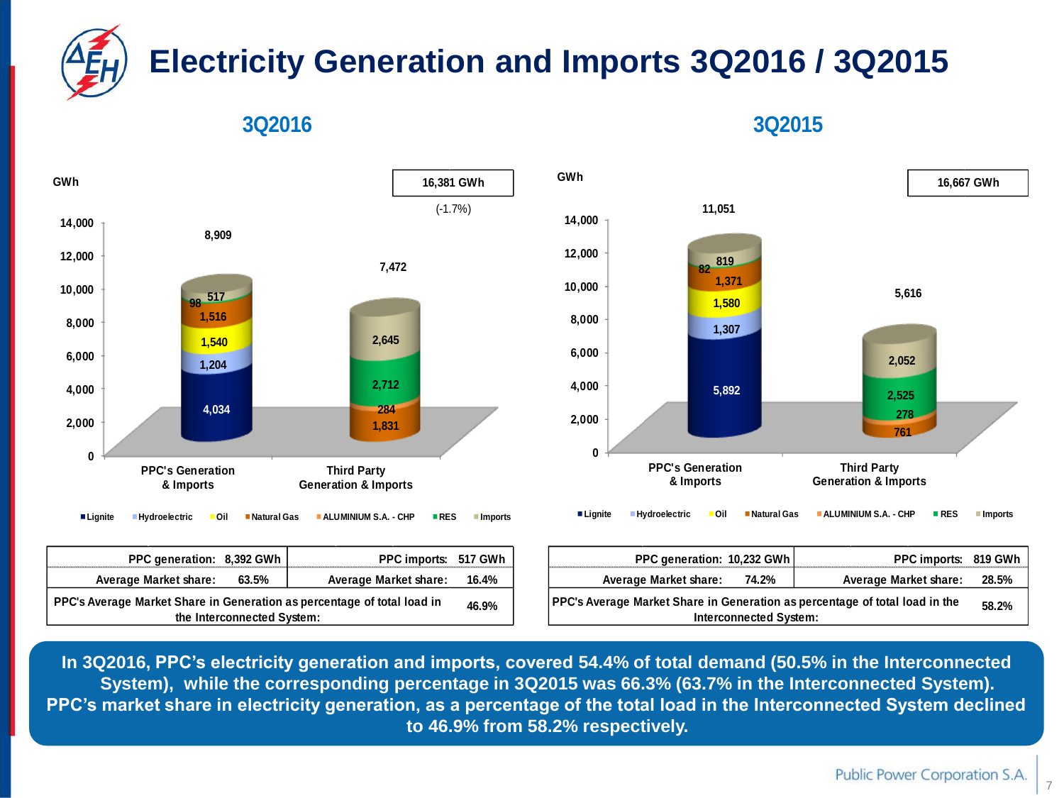# Electricity Generation and Imports 3Q2016 / 3Q2015

## 3Q2016

GWh

16,381 GWh

(-1.7%)

| | PPC's Generation & Imports | Third Party Generation & Imports |
|---|---|---|
| Total | 8,909 | 7,472 |
| Lignite | 4,034 | |
| Hydroelectric | 1,204 | |
| Oil | 1,540 | |
| Natural Gas | 1,516 | 1,831 |
| ALUMINIUM S.A. - CHP | | 284 |
| RES | 98 | 2,712 |
| Imports | 517 | 2,645 |

| PPC generation: 8,392 GWh | PPC imports: 517 GWh |
|---|---|
| Average Market share: 63.5% | Average Market share: 16.4% |
| PPC's Average Market Share in Generation as percentage of total load in the Interconnected System: | 46.9% |

## 3Q2015

GWh

16,667 GWh

| | PPC's Generation & Imports | Third Party Generation & Imports |
|---|---|---|
| Total | 11,051 | 5,616 |
| Lignite | 5,892 | |
| Hydroelectric | 1,307 | |
| Oil | 1,580 | |
| Natural Gas | 1,371 | 761 |
| ALUMINIUM S.A. - CHP | | 278 |
| RES | 82 | 2,525 |
| Imports | 819 | 2,052 |

| PPC generation: 10,232 GWh | PPC imports: 819 GWh |
|---|---|
| Average Market share: 74.2% | Average Market share: 28.5% |
| PPC's Average Market Share in Generation as percentage of total load in the Interconnected System: | 58.2% |

**In 3Q2016, PPC's electricity generation and imports, covered 54.4% of total demand (50.5% in the Interconnected System), while the corresponding percentage in 3Q2015 was 66.3% (63.7% in the Interconnected System). PPC's market share in electricity generation, as a percentage of the total load in the Interconnected System declined to 46.9% from 58.2% respectively.**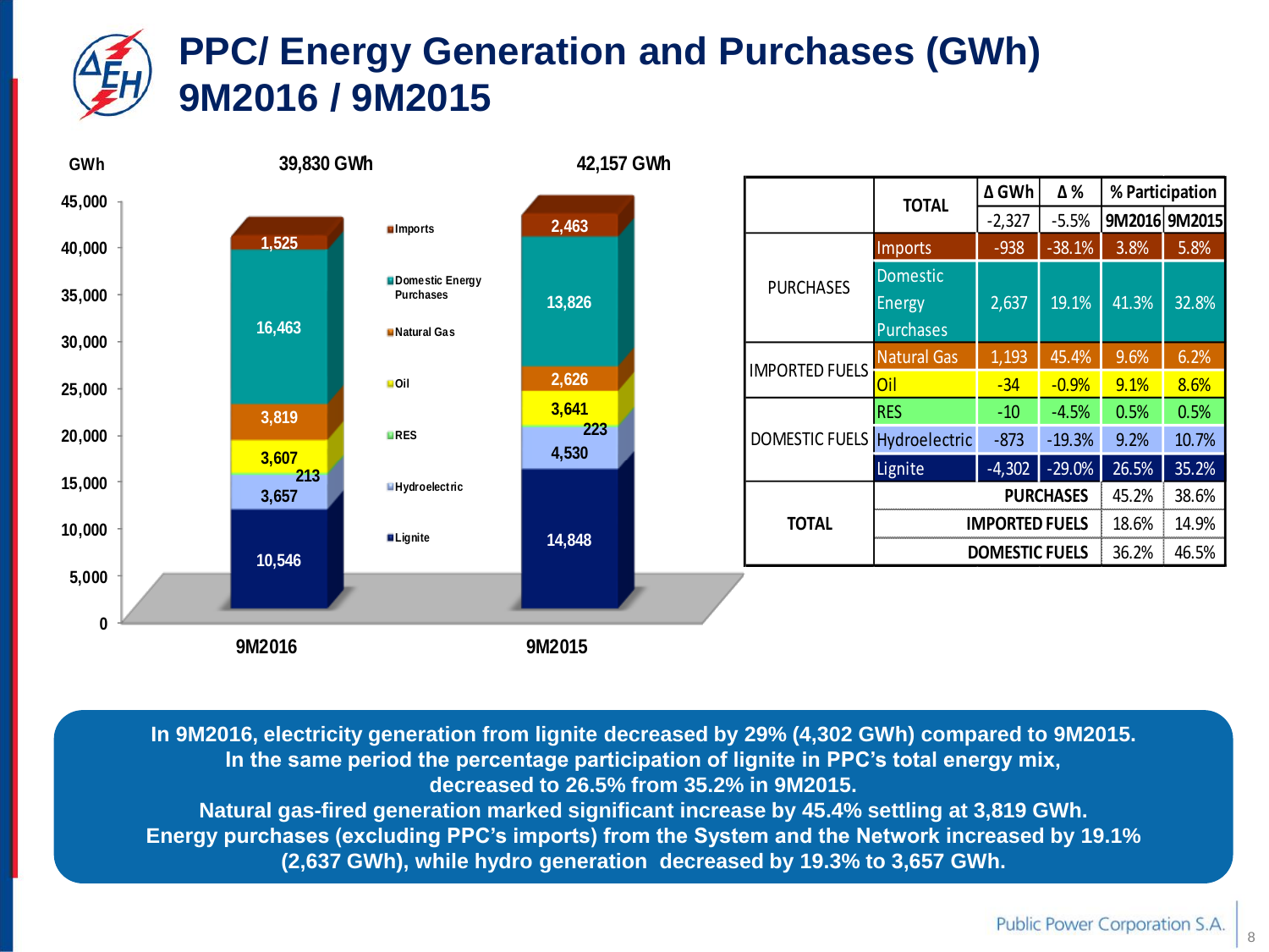# PPC/ Energy Generation and Purchases (GWh) 9M2016 / 9M2015

GWh

| | 9M2016 | 9M2015 |
|---|---|---|
| Total | 39,830 GWh | 42,157 GWh |
| Imports | 1,525 | 2,463 |
| Domestic Energy Purchases | 16,463 | 13,826 |
| Natural Gas | 3,819 | 2,626 |
| Oil | 3,607 | 3,641 |
| RES | 213 | 223 |
| Hydroelectric | 3,657 | 4,530 |
| Lignite | 10,546 | 14,848 |

| | | Δ GWh | Δ % | % Participation 9M2016 | % Participation 9M2015 |
|---|---|---|---|---|---|
| | TOTAL | -2,327 | -5.5% | | |
| PURCHASES | Imports | -938 | -38.1% | 3.8% | 5.8% |
| | Domestic Energy Purchases | 2,637 | 19.1% | 41.3% | 32.8% |
| IMPORTED FUELS | Natural Gas | 1,193 | 45.4% | 9.6% | 6.2% |
| | Oil | -34 | -0.9% | 9.1% | 8.6% |
| DOMESTIC FUELS | RES | -10 | -4.5% | 0.5% | 0.5% |
| | Hydroelectric | -873 | -19.3% | 9.2% | 10.7% |
| | Lignite | -4,302 | -29.0% | 26.5% | 35.2% |
| TOTAL | PURCHASES | | | 45.2% | 38.6% |
| | IMPORTED FUELS | | | 18.6% | 14.9% |
| | DOMESTIC FUELS | | | 36.2% | 46.5% |

**In 9M2016, electricity generation from lignite decreased by 29% (4,302 GWh) compared to 9M2015. In the same period the percentage participation of lignite in PPC's total energy mix, decreased to 26.5% from 35.2% in 9M2015. Natural gas-fired generation marked significant increase by 45.4% settling at 3,819 GWh. Energy purchases (excluding PPC's imports) from the System and the Network increased by 19.1% (2,637 GWh), while hydro generation decreased by 19.3% to 3,657 GWh.**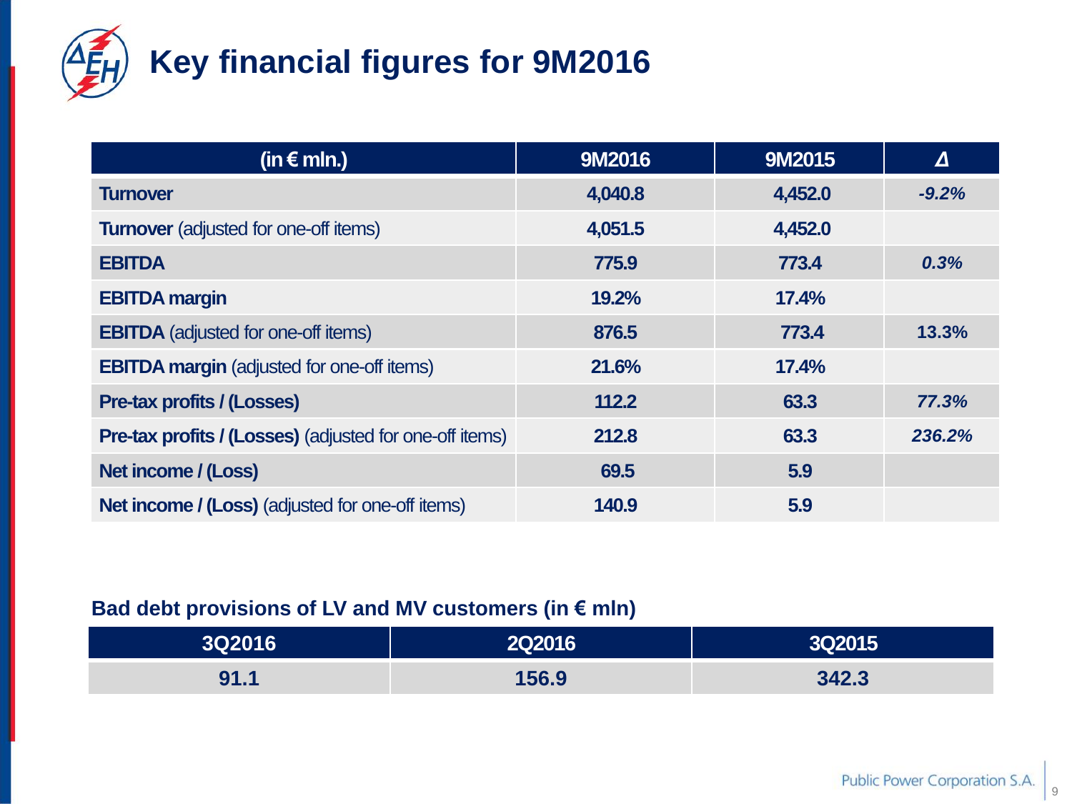# Key financial figures for 9M2016

| (in € mln.) | 9M2016 | 9M2015 | Δ |
|---|---|---|---|
| **Turnover** | 4,040.8 | 4,452.0 | *-9.2%* |
| **Turnover** (adjusted for one-off items) | 4,051.5 | 4,452.0 | |
| **EBITDA** | 775.9 | 773.4 | *0.3%* |
| **EBITDA margin** | 19.2% | 17.4% | |
| **EBITDA** (adjusted for one-off items) | 876.5 | 773.4 | 13.3% |
| **EBITDA margin** (adjusted for one-off items) | 21.6% | 17.4% | |
| **Pre-tax profits / (Losses)** | 112.2 | 63.3 | *77.3%* |
| **Pre-tax profits / (Losses)** (adjusted for one-off items) | 212.8 | 63.3 | *236.2%* |
| **Net income / (Loss)** | 69.5 | 5.9 | |
| **Net income / (Loss)** (adjusted for one-off items) | 140.9 | 5.9 | |

**Bad debt provisions of LV and MV customers (in € mln)**

| 3Q2016 | 2Q2016 | 3Q2015 |
|---|---|---|
| 91.1 | 156.9 | 342.3 |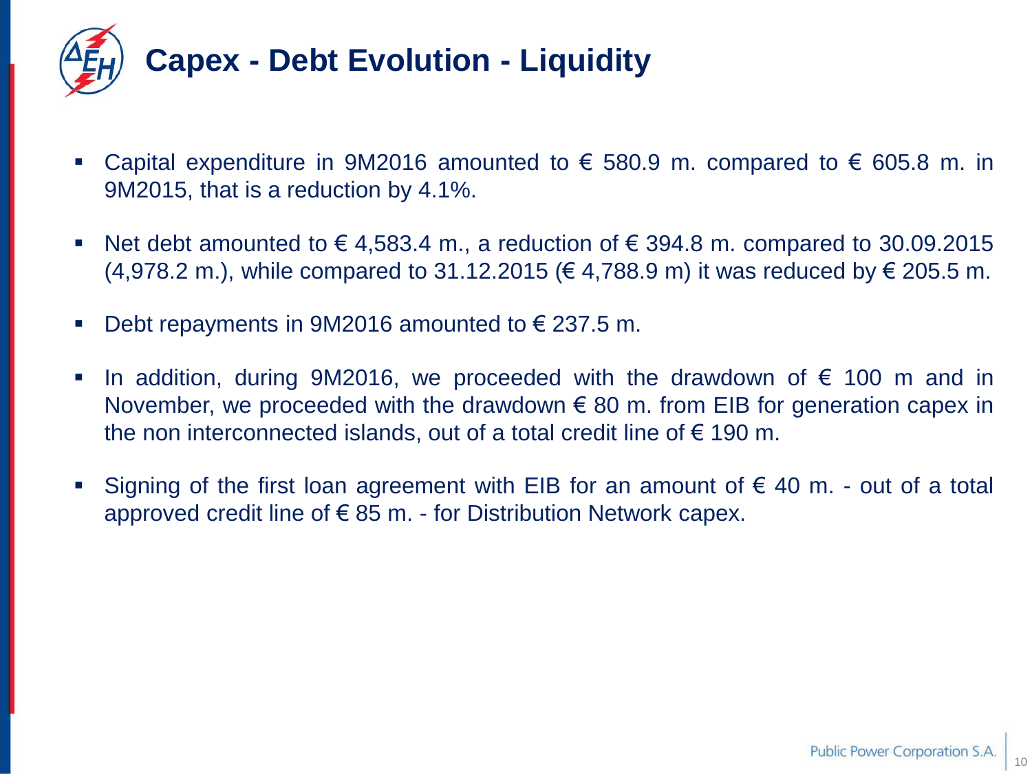# Capex - Debt Evolution - Liquidity

- Capital expenditure in 9M2016 amounted to € 580.9 m. compared to € 605.8 m. in 9M2015, that is a reduction by 4.1%.
- Net debt amounted to € 4,583.4 m., a reduction of € 394.8 m. compared to 30.09.2015 (4,978.2 m.), while compared to 31.12.2015 (€ 4,788.9 m) it was reduced by € 205.5 m.
- Debt repayments in 9M2016 amounted to € 237.5 m.
- In addition, during 9M2016, we proceeded with the drawdown of € 100 m and in November, we proceeded with the drawdown € 80 m. from EIB for generation capex in the non interconnected islands, out of a total credit line of € 190 m.
- Signing of the first loan agreement with EIB for an amount of € 40 m. - out of a total approved credit line of € 85 m. - for Distribution Network capex.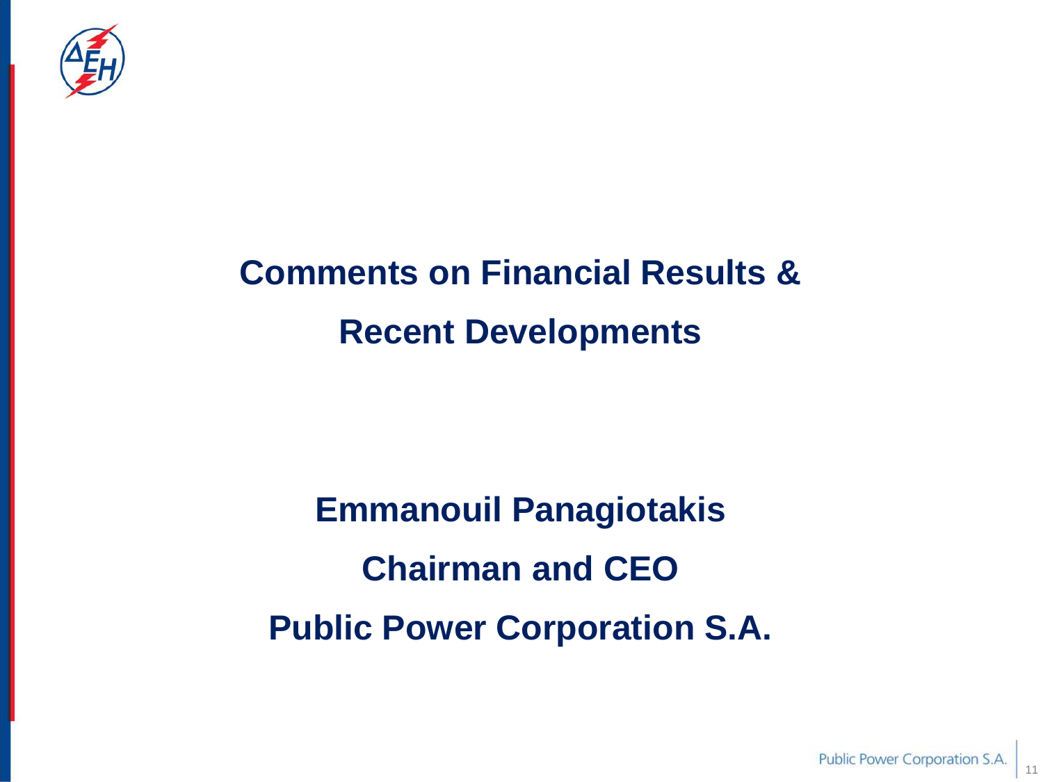# Comments on Financial Results & Recent Developments

**Emmanouil Panagiotakis**

**Chairman and CEO**

**Public Power Corporation S.A.**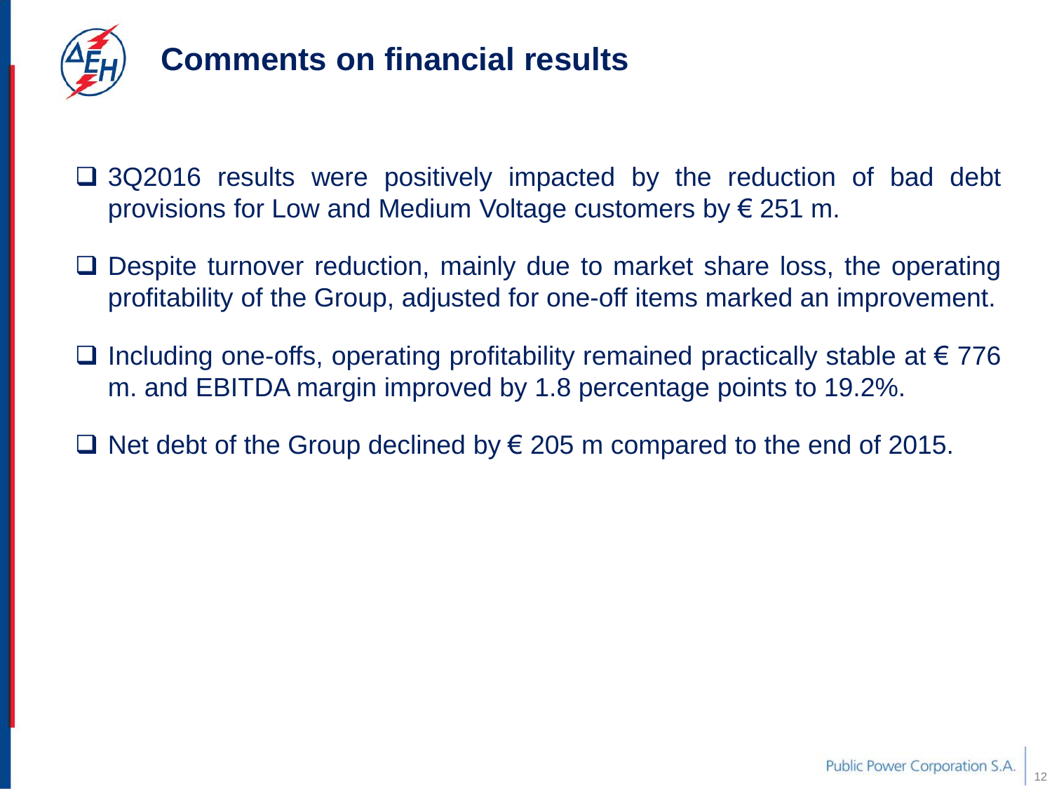# Comments on financial results

- 3Q2016 results were positively impacted by the reduction of bad debt provisions for Low and Medium Voltage customers by € 251 m.
- Despite turnover reduction, mainly due to market share loss, the operating profitability of the Group, adjusted for one-off items marked an improvement.
- Including one-offs, operating profitability remained practically stable at € 776 m. and EBITDA margin improved by 1.8 percentage points to 19.2%.
- Net debt of the Group declined by € 205 m compared to the end of 2015.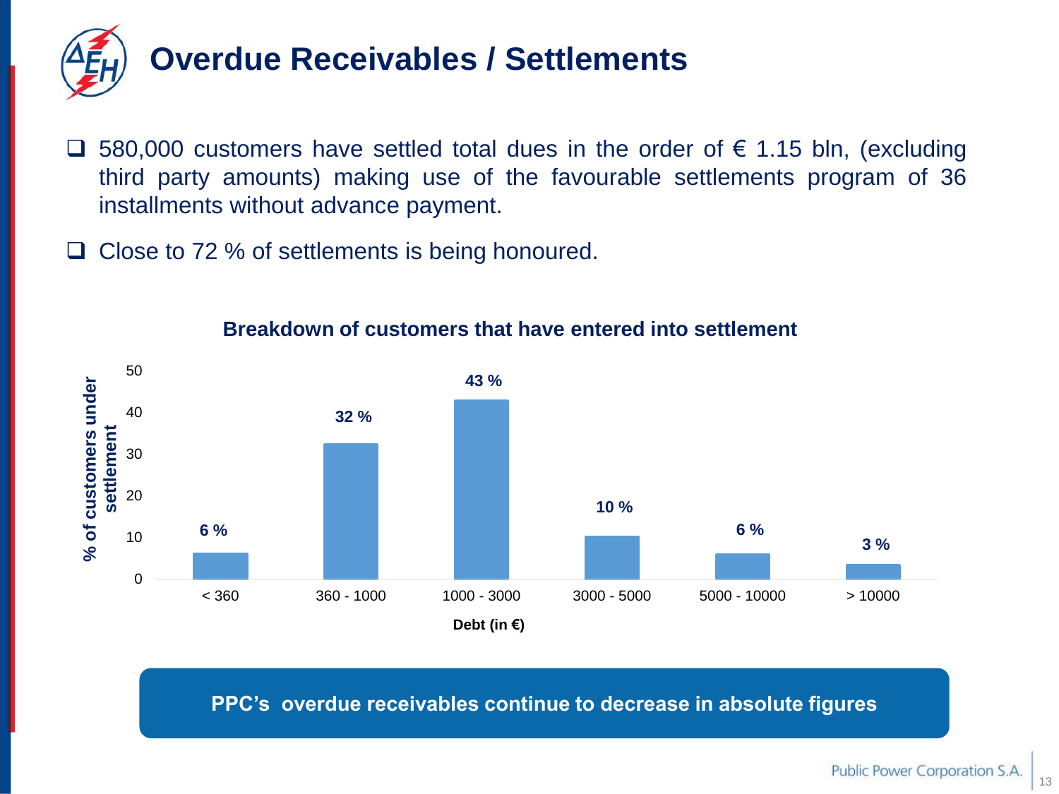# Overdue Receivables / Settlements

- 580,000 customers have settled total dues in the order of € 1.15 bln, (excluding third party amounts) making use of the favourable settlements program of 36 installments without advance payment.
- Close to 72 % of settlements is being honoured.

**Breakdown of customers that have entered into settlement**

| Debt (in €) | % of customers under settlement |
|---|---|
| < 360 | 6 % |
| 360 - 1000 | 32 % |
| 1000 - 3000 | 43 % |
| 3000 - 5000 | 10 % |
| 5000 - 10000 | 6 % |
| > 10000 | 3 % |

**PPC's overdue receivables continue to decrease in absolute figures**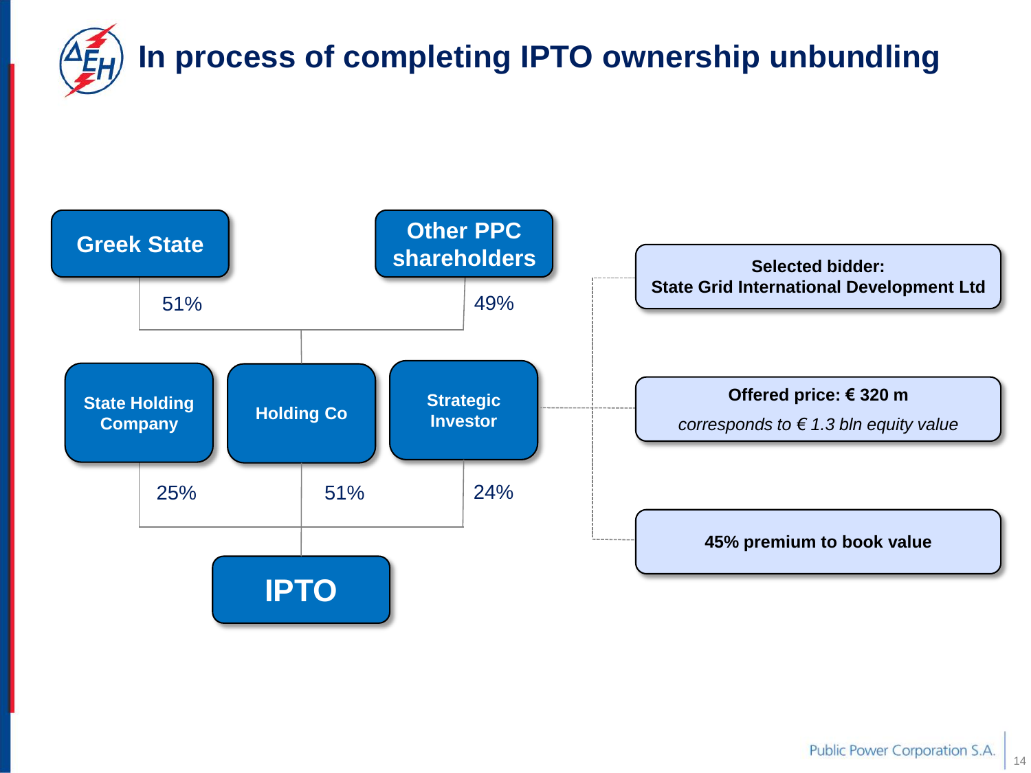# In process of completing IPTO ownership unbundling

Greek State — 51%
Other PPC shareholders — 49%

State Holding Company — 25%
Holding Co — 51%
Strategic Investor — 24%

IPTO

**Selected bidder:**
**State Grid International Development Ltd**

**Offered price: € 320 m**

*corresponds to € 1.3 bln equity value*

**45% premium to book value**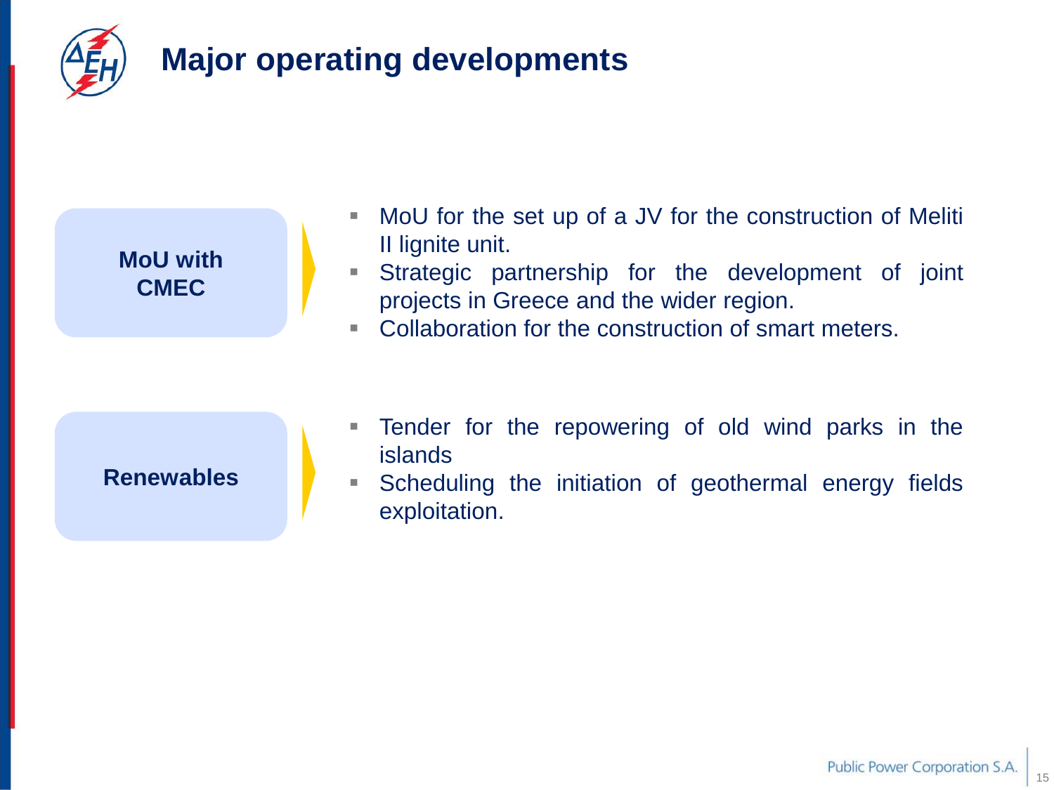# Major operating developments

**MoU with CMEC**

- MoU for the set up of a JV for the construction of Meliti II lignite unit.
- Strategic partnership for the development of joint projects in Greece and the wider region.
- Collaboration for the construction of smart meters.

**Renewables**

- Tender for the repowering of old wind parks in the islands
- Scheduling the initiation of geothermal energy fields exploitation.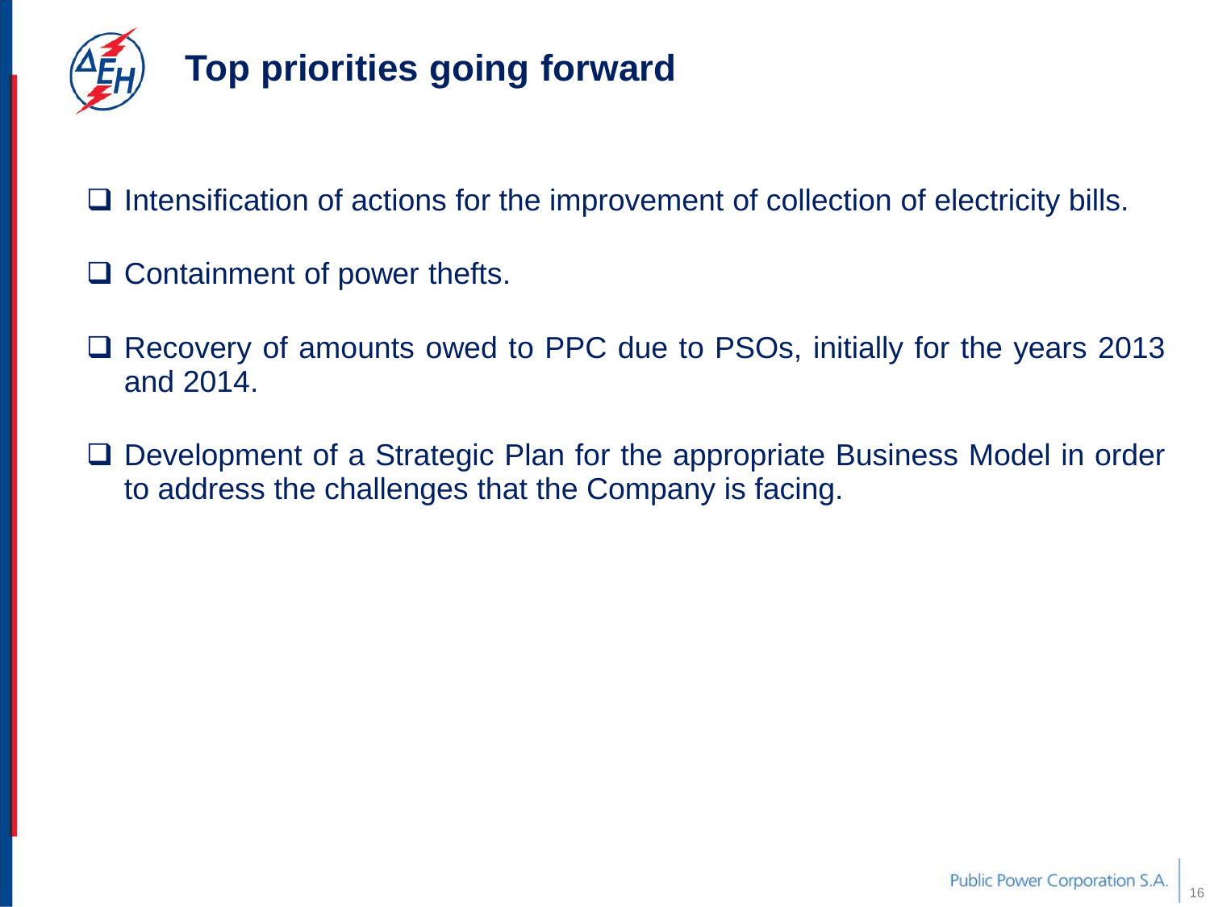# Top priorities going forward

- Intensification of actions for the improvement of collection of electricity bills.

- Containment of power thefts.

- Recovery of amounts owed to PPC due to PSOs, initially for the years 2013 and 2014.

- Development of a Strategic Plan for the appropriate Business Model in order to address the challenges that the Company is facing.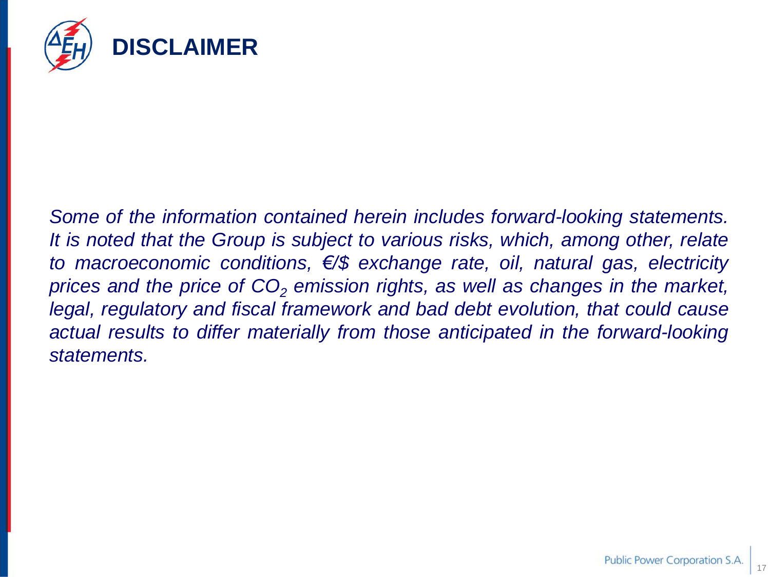# DISCLAIMER

*Some of the information contained herein includes forward-looking statements. It is noted that the Group is subject to various risks, which, among other, relate to macroeconomic conditions, €/$ exchange rate, oil, natural gas, electricity prices and the price of $CO_2$ emission rights, as well as changes in the market, legal, regulatory and fiscal framework and bad debt evolution, that could cause actual results to differ materially from those anticipated in the forward-looking statements.*